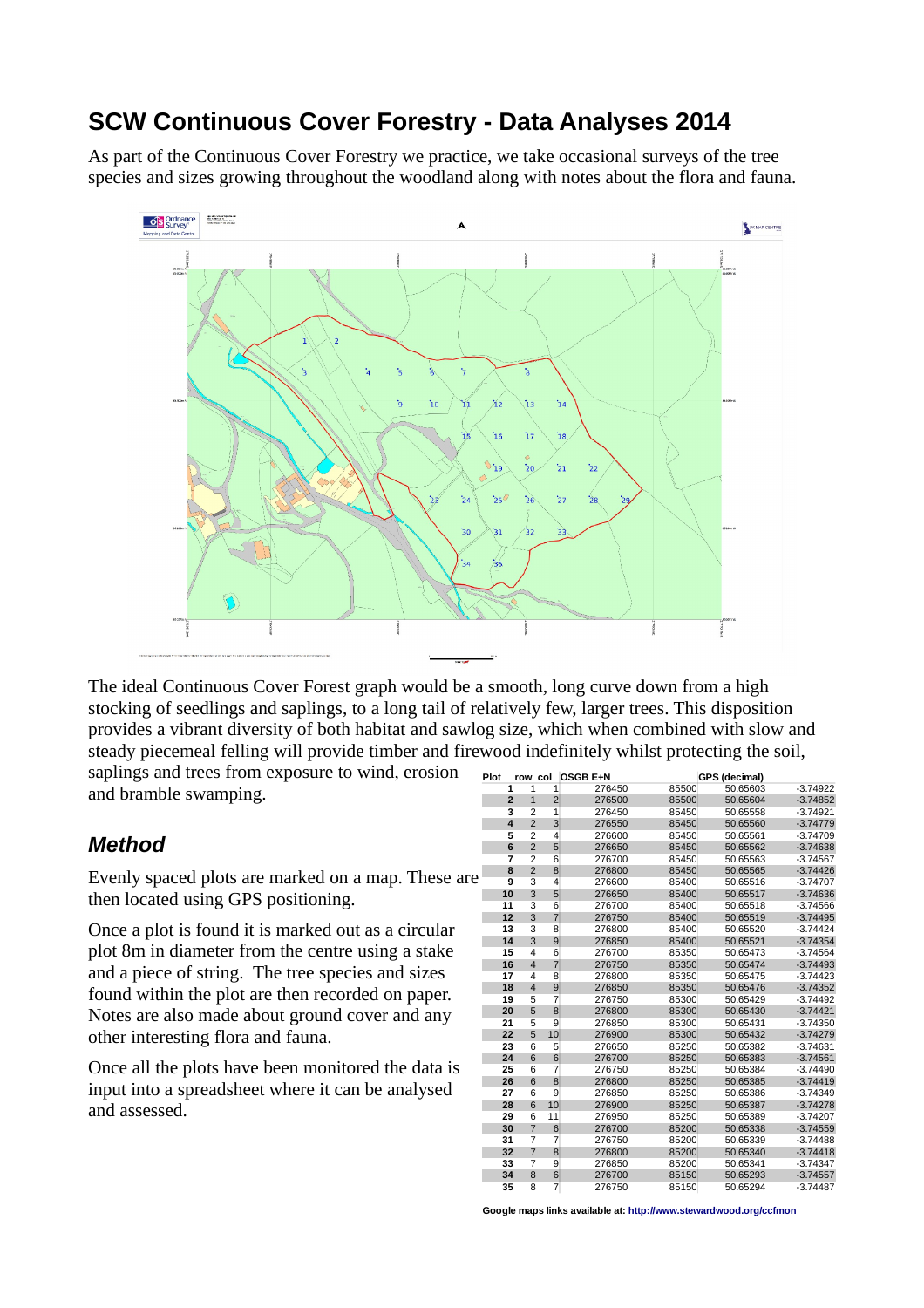# SCW Continuous Cover Forestry - Data Analyses 2014

As part of the Continuous Cover Forestry we practice, we take occasional surveys of the tree species and sizes growing throughout the woodland along with notes about the flora and fauna.

The ideal Continuous Cover Forest graph would be a smooth, long curve down from a high stocking of seedlings and saplings, to a long tail of relatively few, larger trees. This disposition provides a vibrant diversity of both habitat and sawlog size, which when combined with slow and steady piecemeal felling will provide timber and firewood indefinitely whilst protecting the soil, saplings and trees from exposure to wind, erosion and bramble swamping.

## *Method*

Evenly spaced plots are marked on a map. These are then located using GPS positioning.

Once a plot is found it is marked out as a circular plot 8m in diameter from the centre using a stake and a piece of string. The tree species and sizes found within the plot are then recorded on paper. Notes are also made about ground cover and any other interesting flora and fauna.

Once all the plots have been monitored the data is input into a spreadsheet where it can be analysed and assessed.

| Plot | row | col | OSGB E+N | | GPS (decimal) | |
|---|---|---|---|---|---|---|
| 1 | 1 | 1 | 276450 | 85500 | 50.65603 | -3.74922 |
| 2 | 1 | 2 | 276500 | 85500 | 50.65604 | -3.74852 |
| 3 | 2 | 1 | 276450 | 85450 | 50.65558 | -3.74921 |
| 4 | 2 | 3 | 276550 | 85450 | 50.65560 | -3.74779 |
| 5 | 2 | 4 | 276600 | 85450 | 50.65561 | -3.74709 |
| 6 | 2 | 5 | 276650 | 85450 | 50.65562 | -3.74638 |
| 7 | 2 | 6 | 276700 | 85450 | 50.65563 | -3.74567 |
| 8 | 2 | 8 | 276800 | 85450 | 50.65565 | -3.74426 |
| 9 | 3 | 4 | 276600 | 85400 | 50.65516 | -3.74707 |
| 10 | 3 | 5 | 276650 | 85400 | 50.65517 | -3.74636 |
| 11 | 3 | 6 | 276700 | 85400 | 50.65518 | -3.74566 |
| 12 | 3 | 7 | 276750 | 85400 | 50.65519 | -3.74495 |
| 13 | 3 | 8 | 276800 | 85400 | 50.65520 | -3.74424 |
| 14 | 3 | 9 | 276850 | 85400 | 50.65521 | -3.74354 |
| 15 | 4 | 6 | 276700 | 85350 | 50.65473 | -3.74564 |
| 16 | 4 | 7 | 276750 | 85350 | 50.65474 | -3.74493 |
| 17 | 4 | 8 | 276800 | 85350 | 50.65475 | -3.74423 |
| 18 | 4 | 9 | 276850 | 85350 | 50.65476 | -3.74352 |
| 19 | 5 | 7 | 276750 | 85300 | 50.65429 | -3.74492 |
| 20 | 5 | 8 | 276800 | 85300 | 50.65430 | -3.74421 |
| 21 | 5 | 9 | 276850 | 85300 | 50.65431 | -3.74350 |
| 22 | 5 | 10 | 276900 | 85300 | 50.65432 | -3.74279 |
| 23 | 6 | 5 | 276650 | 85250 | 50.65382 | -3.74631 |
| 24 | 6 | 6 | 276700 | 85250 | 50.65383 | -3.74561 |
| 25 | 6 | 7 | 276750 | 85250 | 50.65384 | -3.74490 |
| 26 | 6 | 8 | 276800 | 85250 | 50.65385 | -3.74419 |
| 27 | 6 | 9 | 276850 | 85250 | 50.65386 | -3.74349 |
| 28 | 6 | 10 | 276900 | 85250 | 50.65387 | -3.74278 |
| 29 | 6 | 11 | 276950 | 85250 | 50.65389 | -3.74207 |
| 30 | 7 | 6 | 276700 | 85200 | 50.65338 | -3.74559 |
| 31 | 7 | 7 | 276750 | 85200 | 50.65339 | -3.74488 |
| 32 | 7 | 8 | 276800 | 85200 | 50.65340 | -3.74418 |
| 33 | 7 | 9 | 276850 | 85200 | 50.65341 | -3.74347 |
| 34 | 8 | 6 | 276700 | 85150 | 50.65293 | -3.74557 |
| 35 | 8 | 7 | 276750 | 85150 | 50.65294 | -3.74487 |

**Google maps links available at: http://www.stewardwood.org/ccfmon**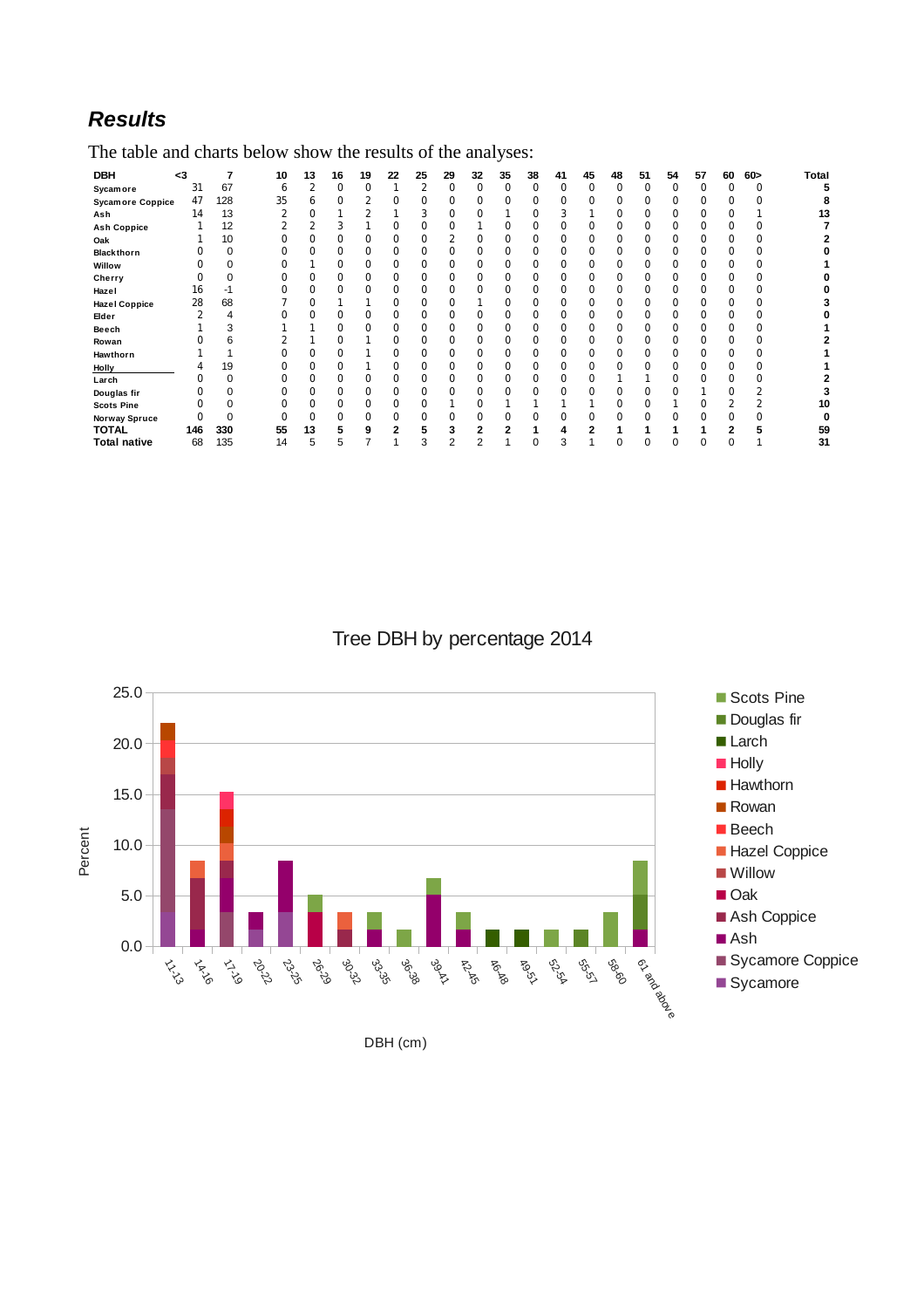## *Results*

The table and charts below show the results of the analyses:

| DBH | <3 | 7 | 10 | 13 | 16 | 19 | 22 | 25 | 29 | 32 | 35 | 38 | 41 | 45 | 48 | 51 | 54 | 57 | 60 | 60> | Total |
|---|---|---|---|---|---|---|---|---|---|---|---|---|---|---|---|---|---|---|---|---|---|
| Sycamore | 31 | 67 | 6 | 2 | 0 | 0 | 1 | 2 | 0 | 0 | 0 | 0 | 0 | 0 | 0 | 0 | 0 | 0 | 0 | 0 | **5** |
| Sycamore Coppice | 47 | 128 | 35 | 6 | 0 | 2 | 0 | 0 | 0 | 0 | 0 | 0 | 0 | 0 | 0 | 0 | 0 | 0 | 0 | 0 | **8** |
| Ash | 14 | 13 | 2 | 0 | 1 | 2 | 1 | 3 | 0 | 0 | 1 | 0 | 3 | 1 | 0 | 0 | 0 | 0 | 0 | 1 | **13** |
| Ash Coppice | 1 | 12 | 2 | 2 | 3 | 1 | 0 | 0 | 0 | 1 | 0 | 0 | 0 | 0 | 0 | 0 | 0 | 0 | 0 | 0 | **7** |
| Oak | 1 | 10 | 0 | 0 | 0 | 0 | 0 | 0 | 2 | 0 | 0 | 0 | 0 | 0 | 0 | 0 | 0 | 0 | 0 | 0 | **2** |
| Blackthorn | 0 | 0 | 0 | 0 | 0 | 0 | 0 | 0 | 0 | 0 | 0 | 0 | 0 | 0 | 0 | 0 | 0 | 0 | 0 | 0 | **0** |
| Willow | 0 | 0 | 0 | 1 | 0 | 0 | 0 | 0 | 0 | 0 | 0 | 0 | 0 | 0 | 0 | 0 | 0 | 0 | 0 | 0 | **1** |
| Cherry | 0 | 0 | 0 | 0 | 0 | 0 | 0 | 0 | 0 | 0 | 0 | 0 | 0 | 0 | 0 | 0 | 0 | 0 | 0 | 0 | **0** |
| Hazel | 16 | -1 | 0 | 0 | 0 | 0 | 0 | 0 | 0 | 0 | 0 | 0 | 0 | 0 | 0 | 0 | 0 | 0 | 0 | 0 | **0** |
| Hazel Coppice | 28 | 68 | 7 | 0 | 1 | 1 | 0 | 0 | 0 | 1 | 0 | 0 | 0 | 0 | 0 | 0 | 0 | 0 | 0 | 0 | **3** |
| Elder | 2 | 4 | 0 | 0 | 0 | 0 | 0 | 0 | 0 | 0 | 0 | 0 | 0 | 0 | 0 | 0 | 0 | 0 | 0 | 0 | **0** |
| Beech | 1 | 3 | 1 | 1 | 0 | 0 | 0 | 0 | 0 | 0 | 0 | 0 | 0 | 0 | 0 | 0 | 0 | 0 | 0 | 0 | **1** |
| Rowan | 0 | 6 | 2 | 1 | 0 | 1 | 0 | 0 | 0 | 0 | 0 | 0 | 0 | 0 | 0 | 0 | 0 | 0 | 0 | 0 | **2** |
| Hawthorn | 1 | 1 | 0 | 0 | 0 | 1 | 0 | 0 | 0 | 0 | 0 | 0 | 0 | 0 | 0 | 0 | 0 | 0 | 0 | 0 | **1** |
| Holly | 4 | 19 | 0 | 0 | 0 | 1 | 0 | 0 | 0 | 0 | 0 | 0 | 0 | 0 | 0 | 0 | 0 | 0 | 0 | 0 | **1** |
| Larch | 0 | 0 | 0 | 0 | 0 | 0 | 0 | 0 | 0 | 0 | 0 | 0 | 0 | 0 | 1 | 1 | 0 | 0 | 0 | 0 | **2** |
| Douglas fir | 0 | 0 | 0 | 0 | 0 | 0 | 0 | 0 | 0 | 0 | 0 | 0 | 0 | 0 | 0 | 0 | 0 | 1 | 0 | 2 | **3** |
| Scots Pine | 0 | 0 | 0 | 0 | 0 | 0 | 0 | 0 | 1 | 0 | 1 | 1 | 1 | 1 | 0 | 0 | 1 | 0 | 2 | 2 | **10** |
| Norway Spruce | 0 | 0 | 0 | 0 | 0 | 0 | 0 | 0 | 0 | 0 | 0 | 0 | 0 | 0 | 0 | 0 | 0 | 0 | 0 | 0 | **0** |
| **TOTAL** | **146** | **330** | **55** | **13** | **5** | **9** | **2** | **5** | **3** | **2** | **2** | **1** | **4** | **2** | **1** | **1** | **1** | **1** | **2** | **5** | **59** |
| **Total native** | 68 | 135 | 14 | 5 | 5 | 7 | 1 | 3 | 2 | 2 | 1 | 0 | 3 | 1 | 0 | 0 | 0 | 0 | 0 | 1 | **31** |

Tree DBH by percentage 2014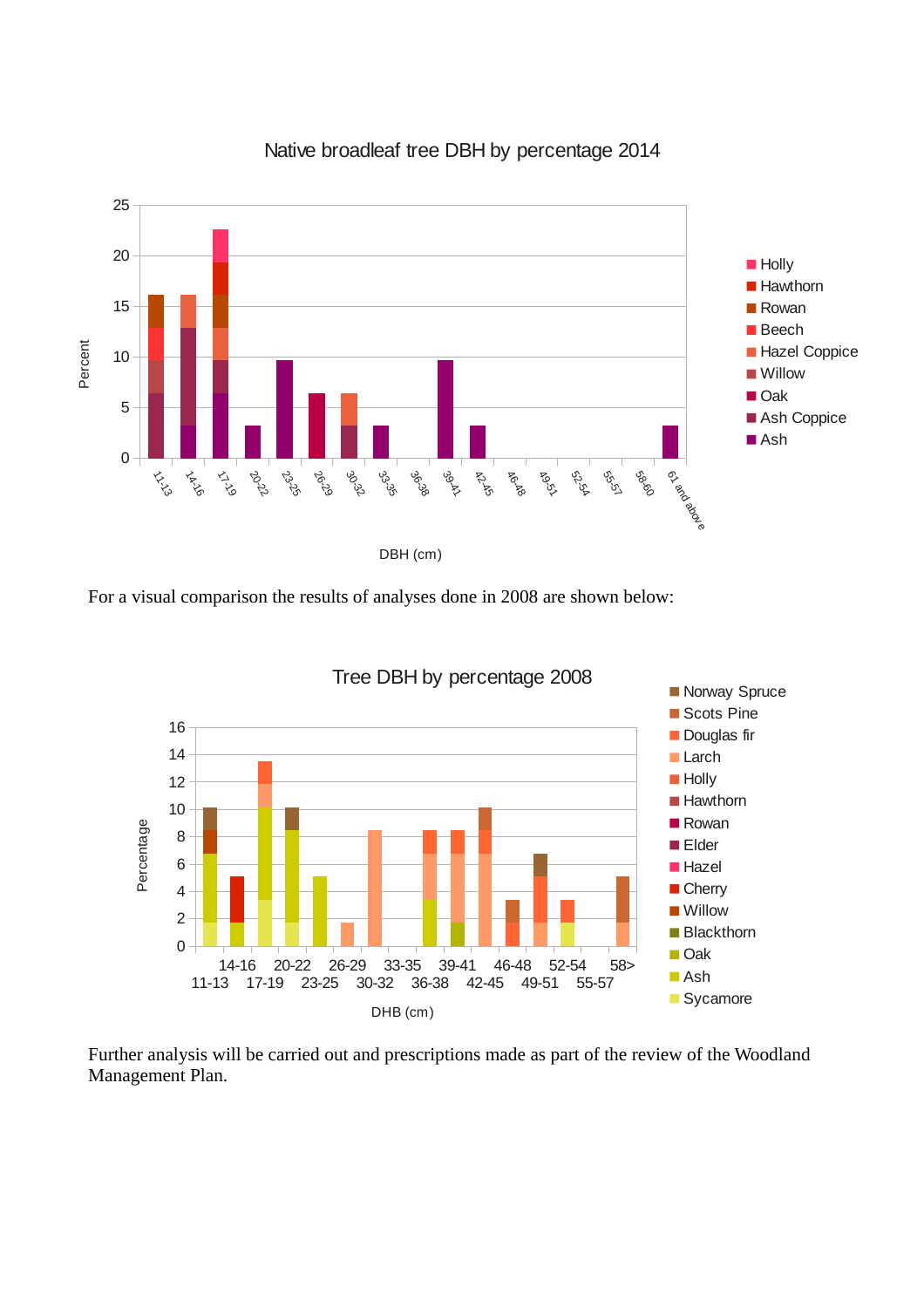Native broadleaf tree DBH by percentage 2014

Percent

25
20
15
10
5
0

11-13
14-16
17-19
20-22
23-25
26-29
30-32
33-35
36-38
39-41
42-45
46-48
49-51
52-54
55-57
58-60
61 and above

DBH (cm)

Holly
Hawthorn
Rowan
Beech
Hazel Coppice
Willow
Oak
Ash Coppice
Ash

For a visual comparison the results of analyses done in 2008 are shown below:

Tree DBH by percentage 2008

Percentage

16
14
12
10
8
6
4
2
0

14-16
20-22
26-29
33-35
39-41
46-48
52-54
58>
11-13
17-19
23-25
30-32
36-38
42-45
49-51
55-57

DHB (cm)

Norway Spruce
Scots Pine
Douglas fir
Larch
Holly
Hawthorn
Rowan
Elder
Hazel
Cherry
Willow
Blackthorn
Oak
Ash
Sycamore

Further analysis will be carried out and prescriptions made as part of the review of the Woodland Management Plan.